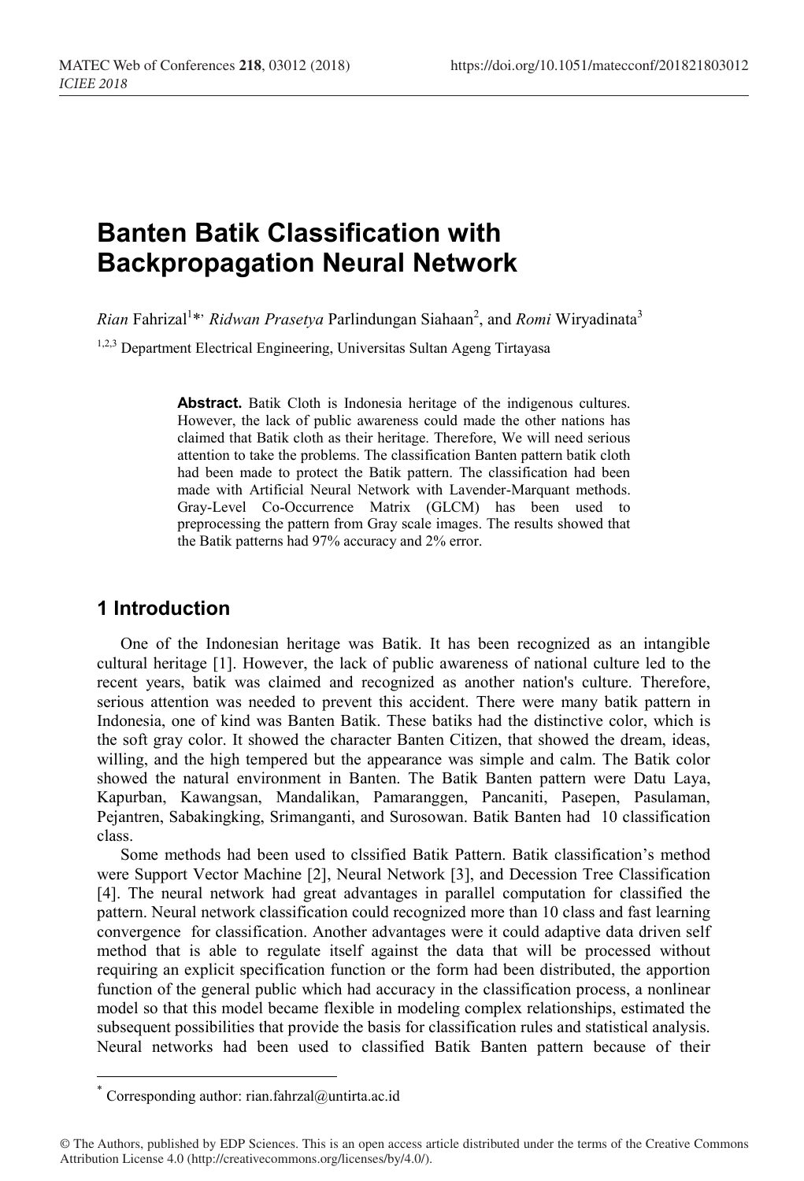# Banten Batik Classification with Backpropagation Neural Network

*Rian* Fahrizal[1]*, *Ridwan Prasetya* Parlindungan Siahaan[2], and *Romi* Wiryadinata[3]

[1,2,3] Department Electrical Engineering, Universitas Sultan Ageng Tirtayasa

**Abstract.** Batik Cloth is Indonesia heritage of the indigenous cultures. However, the lack of public awareness could made the other nations has claimed that Batik cloth as their heritage. Therefore, We will need serious attention to take the problems. The classification Banten pattern batik cloth had been made to protect the Batik pattern. The classification had been made with Artificial Neural Network with Lavender-Marquant methods. Gray-Level Co-Occurrence Matrix (GLCM) has been used to preprocessing the pattern from Gray scale images. The results showed that the Batik patterns had 97% accuracy and 2% error.

## 1 Introduction

One of the Indonesian heritage was Batik. It has been recognized as an intangible cultural heritage [1]. However, the lack of public awareness of national culture led to the recent years, batik was claimed and recognized as another nation's culture. Therefore, serious attention was needed to prevent this accident. There were many batik pattern in Indonesia, one of kind was Banten Batik. These batiks had the distinctive color, which is the soft gray color. It showed the character Banten Citizen, that showed the dream, ideas, willing, and the high tempered but the appearance was simple and calm. The Batik color showed the natural environment in Banten. The Batik Banten pattern were Datu Laya, Kapurban, Kawangsan, Mandalikan, Pamaranggen, Pancaniti, Pasepen, Pasulaman, Pejantren, Sabakingking, Srimanganti, and Surosowan. Batik Banten had 10 classification class.

Some methods had been used to clssified Batik Pattern. Batik classification's method were Support Vector Machine [2], Neural Network [3], and Decession Tree Classification [4]. The neural network had great advantages in parallel computation for classified the pattern. Neural network classification could recognized more than 10 class and fast learning convergence for classification. Another advantages were it could adaptive data driven self method that is able to regulate itself against the data that will be processed without requiring an explicit specification function or the form had been distributed, the apportion function of the general public which had accuracy in the classification process, a nonlinear model so that this model became flexible in modeling complex relationships, estimated the subsequent possibilities that provide the basis for classification rules and statistical analysis. Neural networks had been used to classified Batik Banten pattern because of their

---

* Corresponding author: rian.fahrzal@untirta.ac.id

© The Authors, published by EDP Sciences. This is an open access article distributed under the terms of the Creative Commons Attribution License 4.0 (http://creativecommons.org/licenses/by/4.0/).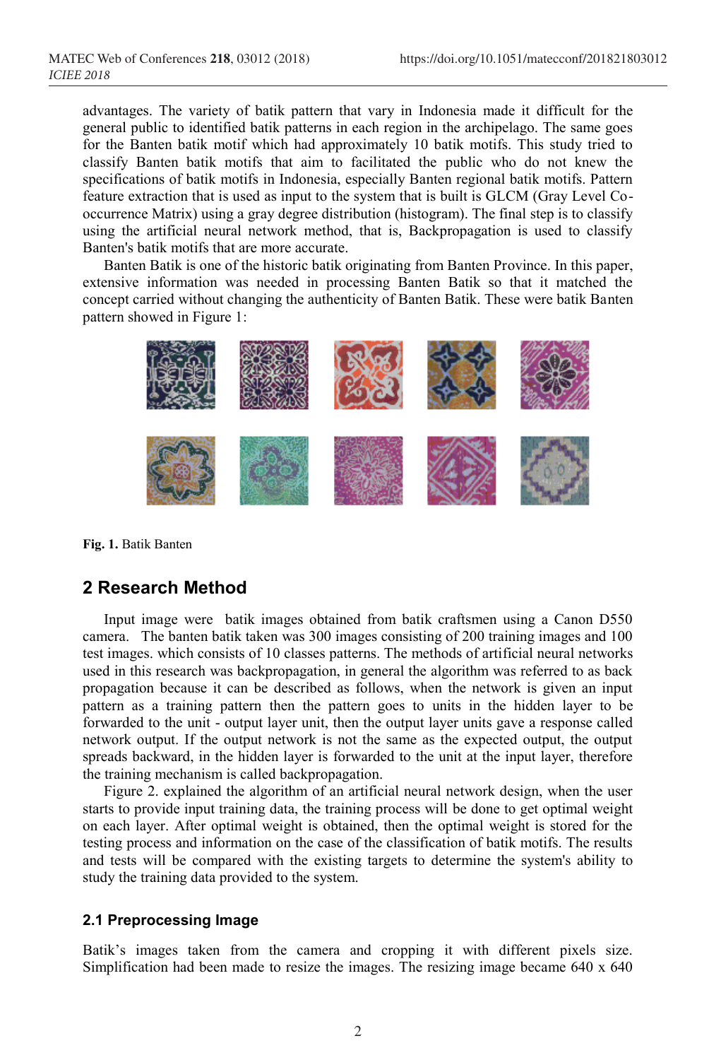advantages. The variety of batik pattern that vary in Indonesia made it difficult for the general public to identified batik patterns in each region in the archipelago. The same goes for the Banten batik motif which had approximately 10 batik motifs. This study tried to classify Banten batik motifs that aim to facilitated the public who do not knew the specifications of batik motifs in Indonesia, especially Banten regional batik motifs. Pattern feature extraction that is used as input to the system that is built is GLCM (Gray Level Co-occurrence Matrix) using a gray degree distribution (histogram). The final step is to classify using the artificial neural network method, that is, Backpropagation is used to classify Banten's batik motifs that are more accurate.

Banten Batik is one of the historic batik originating from Banten Province. In this paper, extensive information was needed in processing Banten Batik so that it matched the concept carried without changing the authenticity of Banten Batik. These were batik Banten pattern showed in Figure 1:

**Fig. 1.** Batik Banten

## 2 Research Method

Input image were batik images obtained from batik craftsmen using a Canon D550 camera. The banten batik taken was 300 images consisting of 200 training images and 100 test images. which consists of 10 classes patterns. The methods of artificial neural networks used in this research was backpropagation, in general the algorithm was referred to as back propagation because it can be described as follows, when the network is given an input pattern as a training pattern then the pattern goes to units in the hidden layer to be forwarded to the unit - output layer unit, then the output layer units gave a response called network output. If the output network is not the same as the expected output, the output spreads backward, in the hidden layer is forwarded to the unit at the input layer, therefore the training mechanism is called backpropagation.

Figure 2. explained the algorithm of an artificial neural network design, when the user starts to provide input training data, the training process will be done to get optimal weight on each layer. After optimal weight is obtained, then the optimal weight is stored for the testing process and information on the case of the classification of batik motifs. The results and tests will be compared with the existing targets to determine the system's ability to study the training data provided to the system.

### 2.1 Preprocessing Image

Batik's images taken from the camera and cropping it with different pixels size. Simplification had been made to resize the images. The resizing image became 640 x 640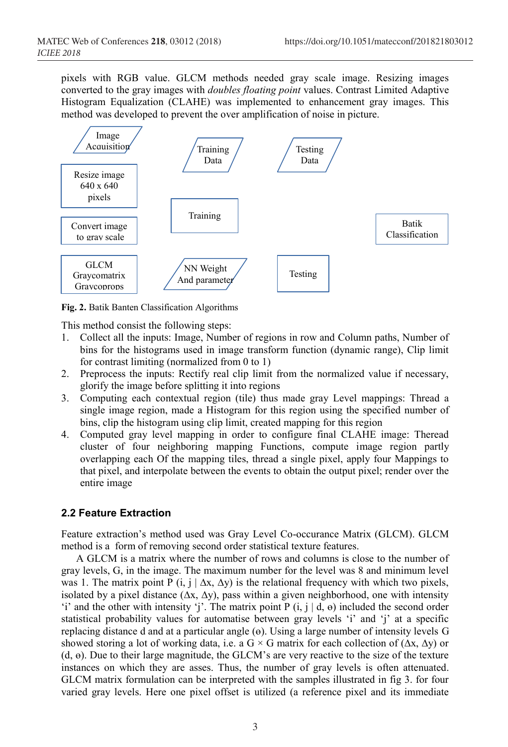pixels with RGB value. GLCM methods needed gray scale image. Resizing images converted to the gray images with *doubles floating point* values. Contrast Limited Adaptive Histogram Equalization (CLAHE) was implemented to enhancement gray images. This method was developed to prevent the over amplification of noise in picture.

Image Acquisition

Resize image 640 x 640 pixels

Convert image to gray scale

GLCM Graycomatrix Graycoprops

Training Data

Training

NN Weight And parameter

Testing Data

Testing

Batik Classification

**Fig. 2.** Batik Banten Classification Algorithms

This method consist the following steps:

1. Collect all the inputs: Image, Number of regions in row and Column paths, Number of bins for the histograms used in image transform function (dynamic range), Clip limit for contrast limiting (normalized from 0 to 1)
2. Preprocess the inputs: Rectify real clip limit from the normalized value if necessary, glorify the image before splitting it into regions
3. Computing each contextual region (tile) thus made gray Level mappings: Thread a single image region, made a Histogram for this region using the specified number of bins, clip the histogram using clip limit, created mapping for this region
4. Computed gray level mapping in order to configure final CLAHE image: Theread cluster of four neighboring mapping Functions, compute image region partly overlapping each Of the mapping tiles, thread a single pixel, apply four Mappings to that pixel, and interpolate between the events to obtain the output pixel; render over the entire image

## 2.2 Feature Extraction

Feature extraction's method used was Gray Level Co-occurance Matrix (GLCM). GLCM method is a form of removing second order statistical texture features.

A GLCM is a matrix where the number of rows and columns is close to the number of gray levels, G, in the image. The maximum number for the level was 8 and minimum level was 1. The matrix point P (i, j | Δx, Δy) is the relational frequency with which two pixels, isolated by a pixel distance (Δx, Δy), pass within a given neighborhood, one with intensity 'i' and the other with intensity 'j'. The matrix point P (i, j | d, ɵ) included the second order statistical probability values for automatise between gray levels 'i' and 'j' at a specific replacing distance d and at a particular angle (ɵ). Using a large number of intensity levels G showed storing a lot of working data, i.e. a G × G matrix for each collection of (Δx, Δy) or (d, ɵ). Due to their large magnitude, the GLCM's are very reactive to the size of the texture instances on which they are asses. Thus, the number of gray levels is often attenuated. GLCM matrix formulation can be interpreted with the samples illustrated in fig 3. for four varied gray levels. Here one pixel offset is utilized (a reference pixel and its immediate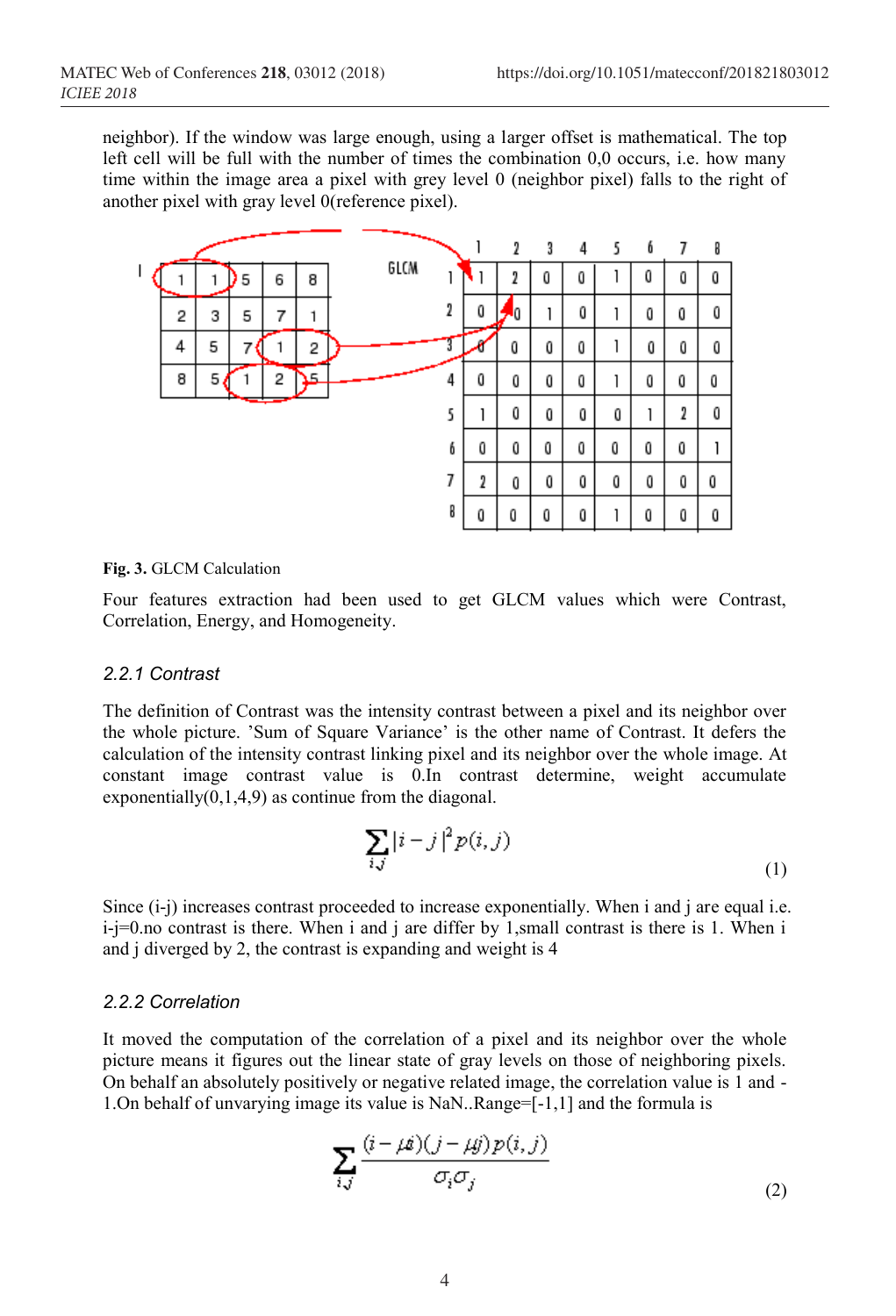neighbor). If the window was large enough, using a larger offset is mathematical. The top left cell will be full with the number of times the combination 0,0 occurs, i.e. how many time within the image area a pixel with grey level 0 (neighbor pixel) falls to the right of another pixel with gray level 0(reference pixel).

I

| 1 | 1 | 5 | 6 | 8 |
|---|---|---|---|---|
| 2 | 3 | 5 | 7 | 1 |
| 4 | 5 | 7 | 1 | 2 |
| 8 | 5 | 1 | 2 | 5 |

GLCM

| | 1 | 2 | 3 | 4 | 5 | 6 | 7 | 8 |
|---|---|---|---|---|---|---|---|---|
| 1 | 1 | 2 | 0 | 0 | 1 | 0 | 0 | 0 |
| 2 | 0 | 0 | 1 | 0 | 1 | 0 | 0 | 0 |
| 3 | 0 | 0 | 0 | 0 | 1 | 0 | 0 | 0 |
| 4 | 0 | 0 | 0 | 0 | 1 | 0 | 0 | 0 |
| 5 | 1 | 0 | 0 | 0 | 0 | 1 | 2 | 0 |
| 6 | 0 | 0 | 0 | 0 | 0 | 0 | 0 | 1 |
| 7 | 2 | 0 | 0 | 0 | 0 | 0 | 0 | 0 |
| 8 | 0 | 0 | 0 | 0 | 1 | 0 | 0 | 0 |

**Fig. 3.** GLCM Calculation

Four features extraction had been used to get GLCM values which were Contrast, Correlation, Energy, and Homogeneity.

### *2.2.1 Contrast*

The definition of Contrast was the intensity contrast between a pixel and its neighbor over the whole picture. 'Sum of Square Variance' is the other name of Contrast. It defers the calculation of the intensity contrast linking pixel and its neighbor over the whole image. At constant image contrast value is 0.In contrast determine, weight accumulate exponentially(0,1,4,9) as continue from the diagonal.

$$\sum_{i,j} |i-j|^2 p(i,j) \tag{1}$$

Since (i-j) increases contrast proceeded to increase exponentially. When i and j are equal i.e. i-j=0.no contrast is there. When i and j are differ by 1,small contrast is there is 1. When i and j diverged by 2, the contrast is expanding and weight is 4

### *2.2.2 Correlation*

It moved the computation of the correlation of a pixel and its neighbor over the whole picture means it figures out the linear state of gray levels on those of neighboring pixels. On behalf an absolutely positively or negative related image, the correlation value is 1 and -1.On behalf of unvarying image its value is NaN..Range=[-1,1] and the formula is

$$\sum_{i,j} \frac{(i-\mu i)(j-\mu j)p(i,j)}{\sigma_i \sigma_j} \tag{2}$$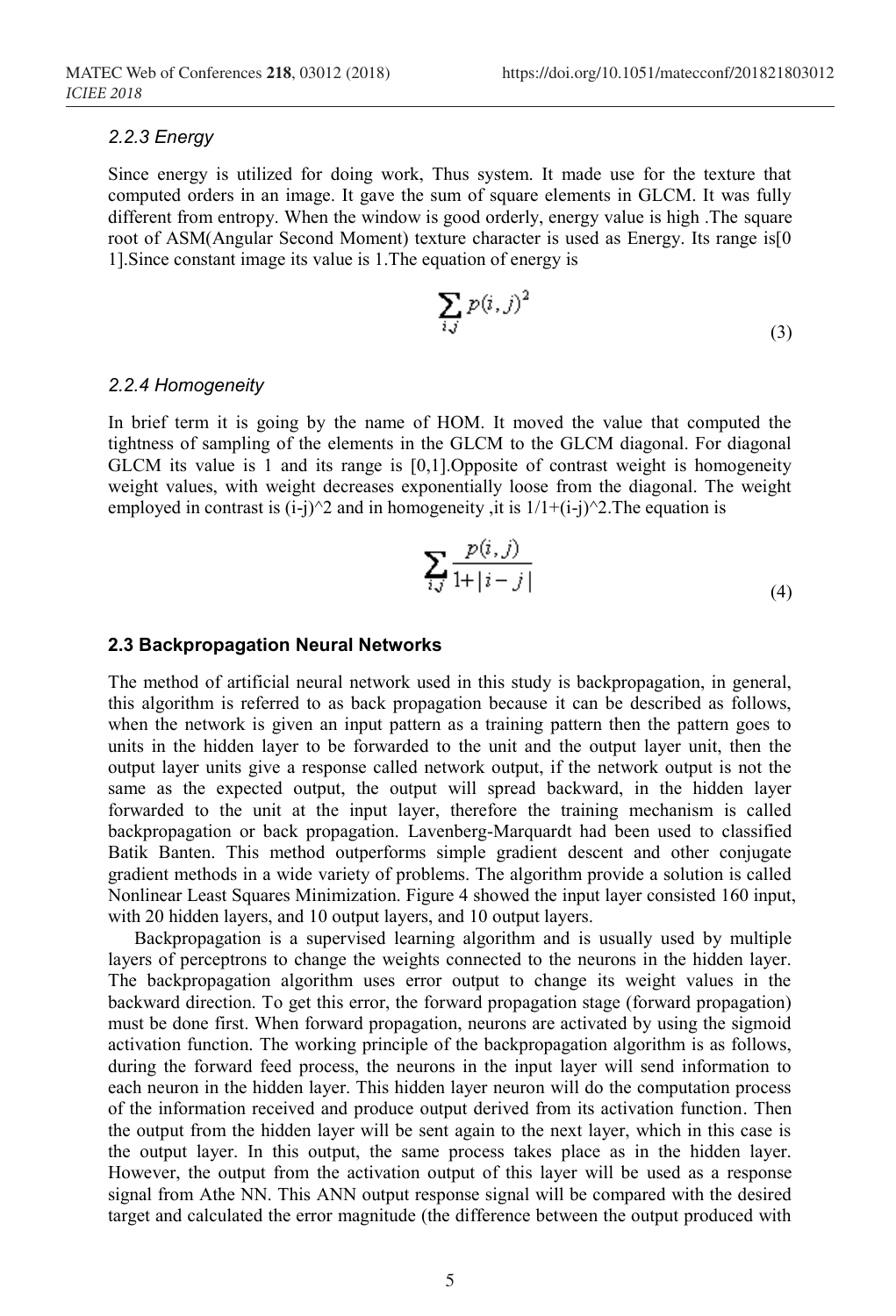#### 2.2.3 Energy

Since energy is utilized for doing work, Thus system. It made use for the texture that computed orders in an image. It gave the sum of square elements in GLCM. It was fully different from entropy. When the window is good orderly, energy value is high .The square root of ASM(Angular Second Moment) texture character is used as Energy. Its range is[0 1].Since constant image its value is 1.The equation of energy is

$$\sum_{i,j} p(i,j)^2 \tag{3}$$

#### 2.2.4 Homogeneity

In brief term it is going by the name of HOM. It moved the value that computed the tightness of sampling of the elements in the GLCM to the GLCM diagonal. For diagonal GLCM its value is 1 and its range is [0,1].Opposite of contrast weight is homogeneity weight values, with weight decreases exponentially loose from the diagonal. The weight employed in contrast is (i-j)^2 and in homogeneity ,it is 1/1+(i-j)^2.The equation is

$$\sum_{i,j} \frac{p(i,j)}{1+|i-j|} \tag{4}$$

### 2.3 Backpropagation Neural Networks

The method of artificial neural network used in this study is backpropagation, in general, this algorithm is referred to as back propagation because it can be described as follows, when the network is given an input pattern as a training pattern then the pattern goes to units in the hidden layer to be forwarded to the unit and the output layer unit, then the output layer units give a response called network output, if the network output is not the same as the expected output, the output will spread backward, in the hidden layer forwarded to the unit at the input layer, therefore the training mechanism is called backpropagation or back propagation. Lavenberg-Marquardt had been used to classified Batik Banten. This method outperforms simple gradient descent and other conjugate gradient methods in a wide variety of problems. The algorithm provide a solution is called Nonlinear Least Squares Minimization. Figure 4 showed the input layer consisted 160 input, with 20 hidden layers, and 10 output layers, and 10 output layers.

Backpropagation is a supervised learning algorithm and is usually used by multiple layers of perceptrons to change the weights connected to the neurons in the hidden layer. The backpropagation algorithm uses error output to change its weight values in the backward direction. To get this error, the forward propagation stage (forward propagation) must be done first. When forward propagation, neurons are activated by using the sigmoid activation function. The working principle of the backpropagation algorithm is as follows, during the forward feed process, the neurons in the input layer will send information to each neuron in the hidden layer. This hidden layer neuron will do the computation process of the information received and produce output derived from its activation function. Then the output from the hidden layer will be sent again to the next layer, which in this case is the output layer. In this output, the same process takes place as in the hidden layer. However, the output from the activation output of this layer will be used as a response signal from Athe NN. This ANN output response signal will be compared with the desired target and calculated the error magnitude (the difference between the output produced with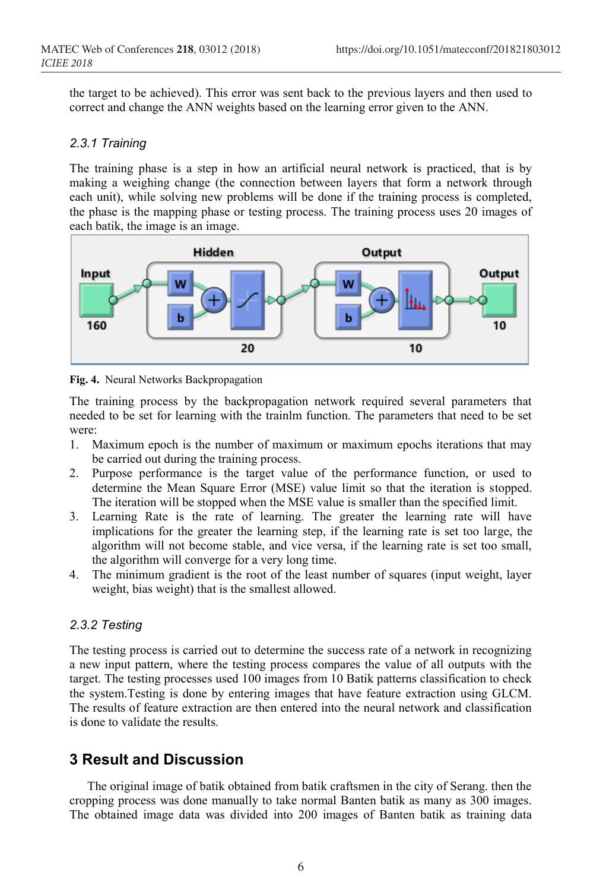the target to be achieved). This error was sent back to the previous layers and then used to correct and change the ANN weights based on the learning error given to the ANN.

### *2.3.1 Training*

The training phase is a step in how an artificial neural network is practiced, that is by making a weighing change (the connection between layers that form a network through each unit), while solving new problems will be done if the training process is completed, the phase is the mapping phase or testing process. The training process uses 20 images of each batik, the image is an image.

**Fig. 4.** Neural Networks Backpropagation

The training process by the backpropagation network required several parameters that needed to be set for learning with the trainlm function. The parameters that need to be set were:

1. Maximum epoch is the number of maximum or maximum epochs iterations that may be carried out during the training process.
2. Purpose performance is the target value of the performance function, or used to determine the Mean Square Error (MSE) value limit so that the iteration is stopped. The iteration will be stopped when the MSE value is smaller than the specified limit.
3. Learning Rate is the rate of learning. The greater the learning rate will have implications for the greater the learning step, if the learning rate is set too large, the algorithm will not become stable, and vice versa, if the learning rate is set too small, the algorithm will converge for a very long time.
4. The minimum gradient is the root of the least number of squares (input weight, layer weight, bias weight) that is the smallest allowed.

### *2.3.2 Testing*

The testing process is carried out to determine the success rate of a network in recognizing a new input pattern, where the testing process compares the value of all outputs with the target. The testing processes used 100 images from 10 Batik patterns classification to check the system.Testing is done by entering images that have feature extraction using GLCM. The results of feature extraction are then entered into the neural network and classification is done to validate the results.

## 3 Result and Discussion

The original image of batik obtained from batik craftsmen in the city of Serang. then the cropping process was done manually to take normal Banten batik as many as 300 images. The obtained image data was divided into 200 images of Banten batik as training data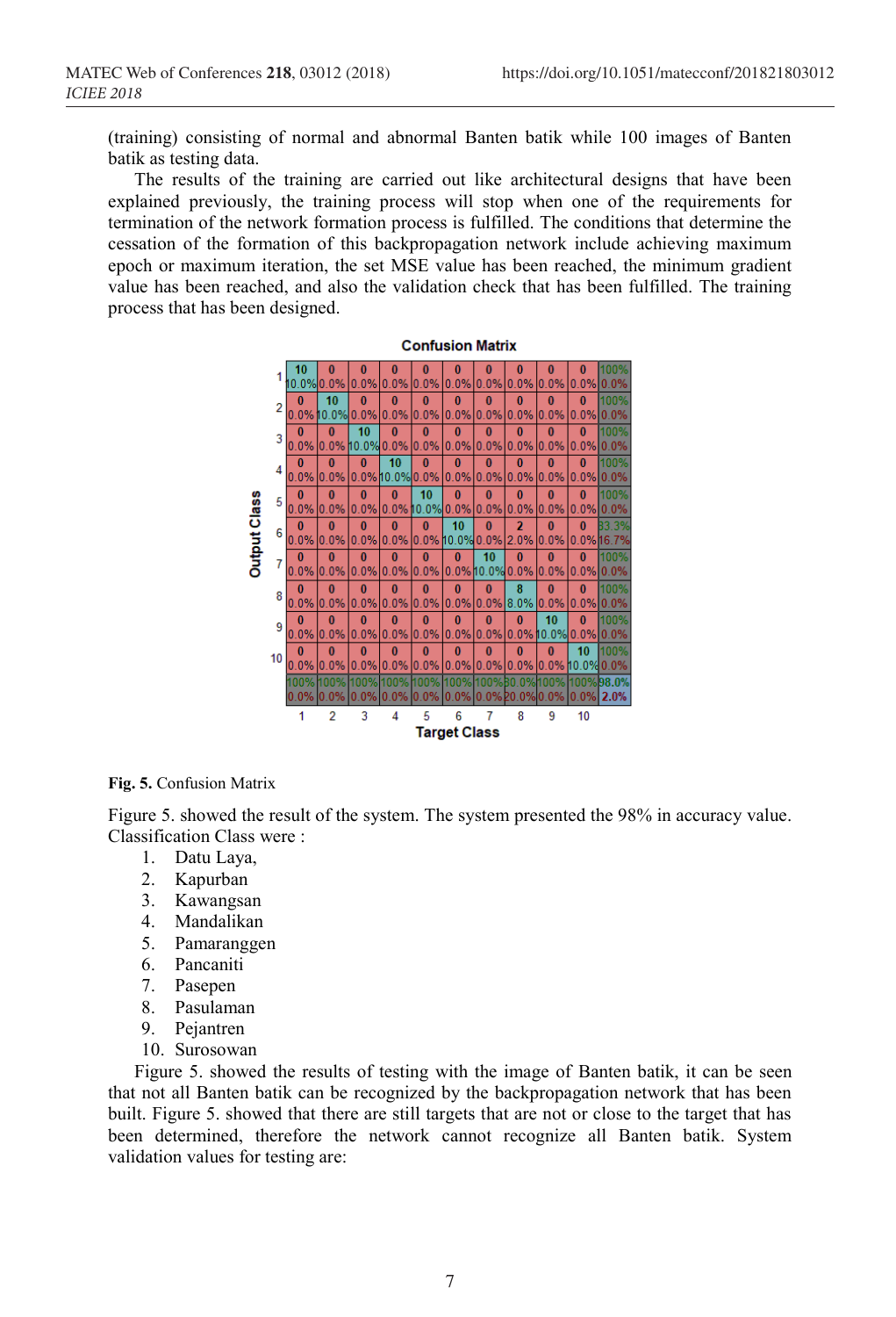(training) consisting of normal and abnormal Banten batik while 100 images of Banten batik as testing data.

The results of the training are carried out like architectural designs that have been explained previously, the training process will stop when one of the requirements for termination of the network formation process is fulfilled. The conditions that determine the cessation of the formation of this backpropagation network include achieving maximum epoch or maximum iteration, the set MSE value has been reached, the minimum gradient value has been reached, and also the validation check that has been fulfilled. The training process that has been designed.

**Confusion Matrix**

| Output Class \ Target Class | 1 | 2 | 3 | 4 | 5 | 6 | 7 | 8 | 9 | 10 | |
|---|---|---|---|---|---|---|---|---|---|---|---|
| 1 | 10 10.0% | 0 0.0% | 0 0.0% | 0 0.0% | 0 0.0% | 0 0.0% | 0 0.0% | 0 0.0% | 0 0.0% | 0 0.0% | 100% 0.0% |
| 2 | 0 0.0% | 10 10.0% | 0 0.0% | 0 0.0% | 0 0.0% | 0 0.0% | 0 0.0% | 0 0.0% | 0 0.0% | 0 0.0% | 100% 0.0% |
| 3 | 0 0.0% | 0 0.0% | 10 10.0% | 0 0.0% | 0 0.0% | 0 0.0% | 0 0.0% | 0 0.0% | 0 0.0% | 0 0.0% | 100% 0.0% |
| 4 | 0 0.0% | 0 0.0% | 0 0.0% | 10 10.0% | 0 0.0% | 0 0.0% | 0 0.0% | 0 0.0% | 0 0.0% | 0 0.0% | 100% 0.0% |
| 5 | 0 0.0% | 0 0.0% | 0 0.0% | 0 0.0% | 10 10.0% | 0 0.0% | 0 0.0% | 0 0.0% | 0 0.0% | 0 0.0% | 100% 0.0% |
| 6 | 0 0.0% | 0 0.0% | 0 0.0% | 0 0.0% | 0 0.0% | 10 10.0% | 0 0.0% | 2 2.0% | 0 0.0% | 0 0.0% | 83.3% 16.7% |
| 7 | 0 0.0% | 0 0.0% | 0 0.0% | 0 0.0% | 0 0.0% | 0 0.0% | 10 10.0% | 0 0.0% | 0 0.0% | 0 0.0% | 100% 0.0% |
| 8 | 0 0.0% | 0 0.0% | 0 0.0% | 0 0.0% | 0 0.0% | 0 0.0% | 0 0.0% | 8 8.0% | 0 0.0% | 0 0.0% | 100% 0.0% |
| 9 | 0 0.0% | 0 0.0% | 0 0.0% | 0 0.0% | 0 0.0% | 0 0.0% | 0 0.0% | 0 0.0% | 10 10.0% | 0 0.0% | 100% 0.0% |
| 10 | 0 0.0% | 0 0.0% | 0 0.0% | 0 0.0% | 0 0.0% | 0 0.0% | 0 0.0% | 0 0.0% | 0 0.0% | 10 10.0% | 100% 0.0% |
| | 100% 0.0% | 100% 0.0% | 100% 0.0% | 100% 0.0% | 100% 0.0% | 100% 0.0% | 100% 0.0% | 80.0% 20.0% | 100% 0.0% | 100% 0.0% | 98.0% 2.0% |

**Fig. 5.** Confusion Matrix

Figure 5. showed the result of the system. The system presented the 98% in accuracy value. Classification Class were :

1. Datu Laya,
2. Kapurban
3. Kawangsan
4. Mandalikan
5. Pamaranggen
6. Pancaniti
7. Pasepen
8. Pasulaman
9. Pejantren
10. Surosowan

Figure 5. showed the results of testing with the image of Banten batik, it can be seen that not all Banten batik can be recognized by the backpropagation network that has been built. Figure 5. showed that there are still targets that are not or close to the target that has been determined, therefore the network cannot recognize all Banten batik. System validation values for testing are: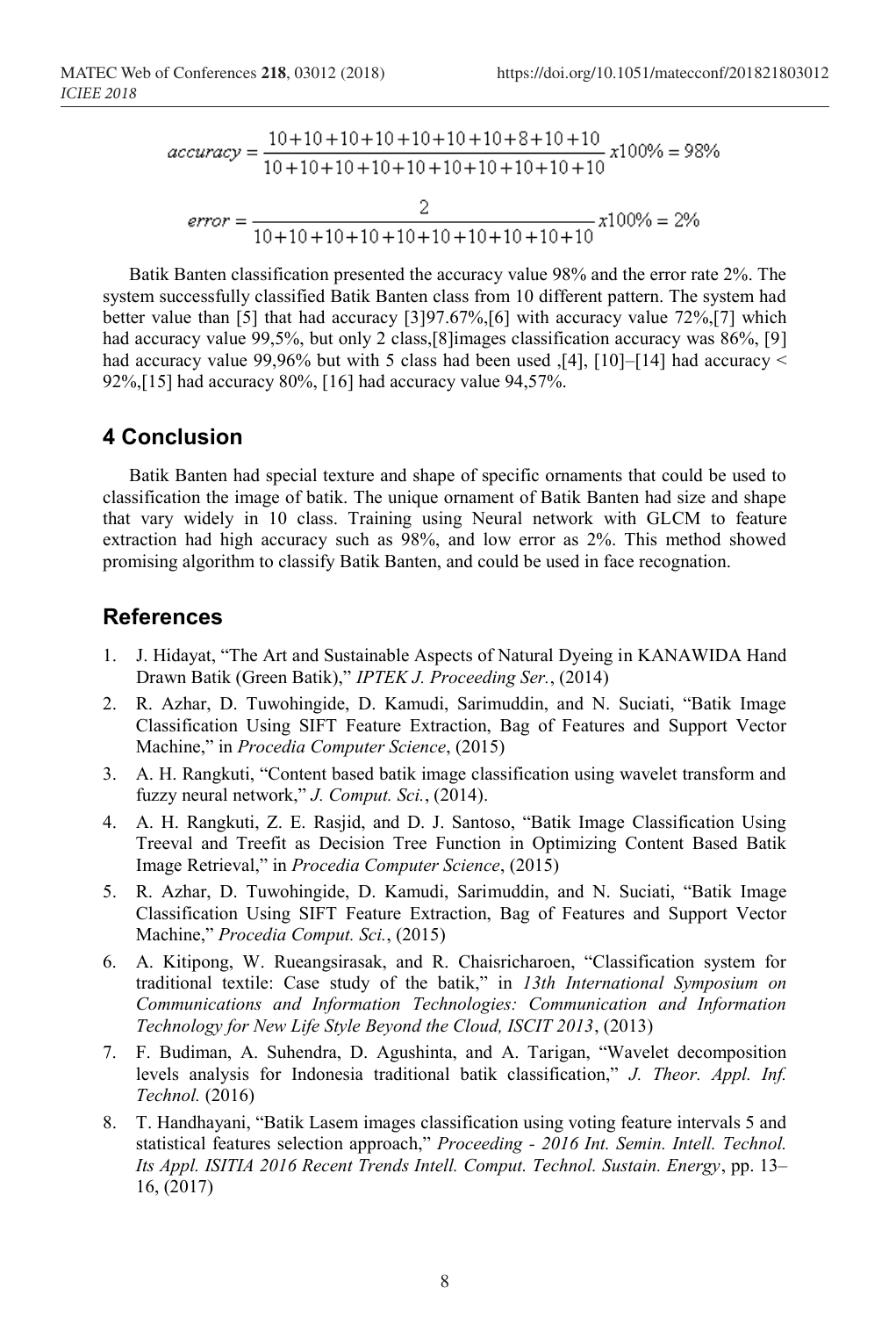$$accuracy = \frac{10+10+10+10+10+10+10+8+10+10}{10+10+10+10+10+10+10+10+10+10} x100\% = 98\%$$

$$error = \frac{2}{10+10+10+10+10+10+10+10+10+10} x100\% = 2\%$$

Batik Banten classification presented the accuracy value 98% and the error rate 2%. The system successfully classified Batik Banten class from 10 different pattern. The system had better value than [5] that had accuracy [3]97.67%,[6] with accuracy value 72%,[7] which had accuracy value 99,5%, but only 2 class,[8]images classification accuracy was 86%, [9] had accuracy value 99,96% but with 5 class had been used ,[4], [10]–[14] had accuracy < 92%,[15] had accuracy 80%, [16] had accuracy value 94,57%.

## 4 Conclusion

Batik Banten had special texture and shape of specific ornaments that could be used to classification the image of batik. The unique ornament of Batik Banten had size and shape that vary widely in 10 class. Training using Neural network with GLCM to feature extraction had high accuracy such as 98%, and low error as 2%. This method showed promising algorithm to classify Batik Banten, and could be used in face recognation.

## References

1. J. Hidayat, "The Art and Sustainable Aspects of Natural Dyeing in KANAWIDA Hand Drawn Batik (Green Batik)," *IPTEK J. Proceeding Ser.*, (2014)
2. R. Azhar, D. Tuwohingide, D. Kamudi, Sarimuddin, and N. Suciati, "Batik Image Classification Using SIFT Feature Extraction, Bag of Features and Support Vector Machine," in *Procedia Computer Science*, (2015)
3. A. H. Rangkuti, "Content based batik image classification using wavelet transform and fuzzy neural network," *J. Comput. Sci.*, (2014).
4. A. H. Rangkuti, Z. E. Rasjid, and D. J. Santoso, "Batik Image Classification Using Treeval and Treefit as Decision Tree Function in Optimizing Content Based Batik Image Retrieval," in *Procedia Computer Science*, (2015)
5. R. Azhar, D. Tuwohingide, D. Kamudi, Sarimuddin, and N. Suciati, "Batik Image Classification Using SIFT Feature Extraction, Bag of Features and Support Vector Machine," *Procedia Comput. Sci.*, (2015)
6. A. Kitipong, W. Rueangsirasak, and R. Chaisricharoen, "Classification system for traditional textile: Case study of the batik," in *13th International Symposium on Communications and Information Technologies: Communication and Information Technology for New Life Style Beyond the Cloud, ISCIT 2013*, (2013)
7. F. Budiman, A. Suhendra, D. Agushinta, and A. Tarigan, "Wavelet decomposition levels analysis for Indonesia traditional batik classification," *J. Theor. Appl. Inf. Technol.* (2016)
8. T. Handhayani, "Batik Lasem images classification using voting feature intervals 5 and statistical features selection approach," *Proceeding - 2016 Int. Semin. Intell. Technol. Its Appl. ISITIA 2016 Recent Trends Intell. Comput. Technol. Sustain. Energy*, pp. 13–16, (2017)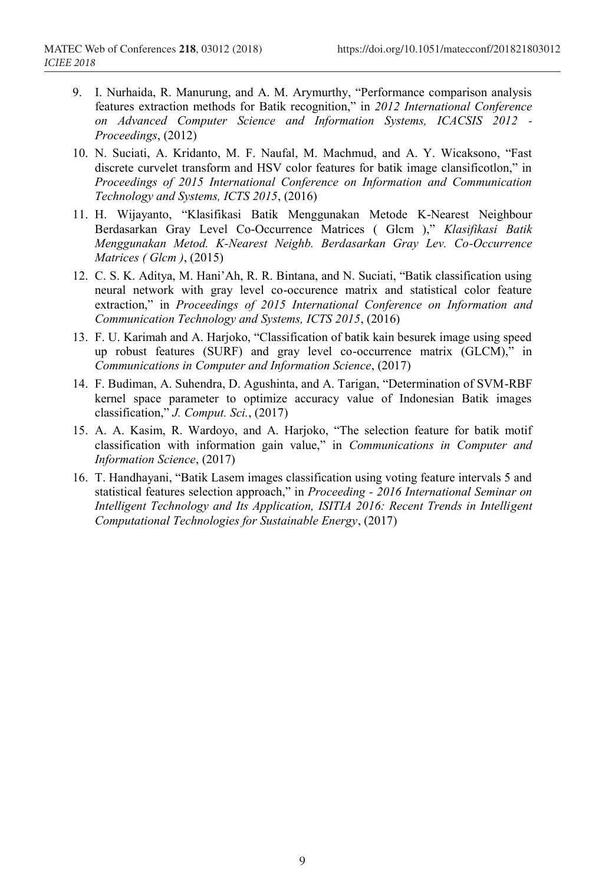9. I. Nurhaida, R. Manurung, and A. M. Arymurthy, "Performance comparison analysis features extraction methods for Batik recognition," in *2012 International Conference on Advanced Computer Science and Information Systems, ICACSIS 2012 - Proceedings*, (2012)
10. N. Suciati, A. Kridanto, M. F. Naufal, M. Machmud, and A. Y. Wicaksono, "Fast discrete curvelet transform and HSV color features for batik image clansificotlon," in *Proceedings of 2015 International Conference on Information and Communication Technology and Systems, ICTS 2015*, (2016)
11. H. Wijayanto, "Klasifikasi Batik Menggunakan Metode K-Nearest Neighbour Berdasarkan Gray Level Co-Occurrence Matrices ( Glcm )," *Klasifikasi Batik Menggunakan Metod. K-Nearest Neighb. Berdasarkan Gray Lev. Co-Occurrence Matrices ( Glcm )*, (2015)
12. C. S. K. Aditya, M. Hani'Ah, R. R. Bintana, and N. Suciati, "Batik classification using neural network with gray level co-occurence matrix and statistical color feature extraction," in *Proceedings of 2015 International Conference on Information and Communication Technology and Systems, ICTS 2015*, (2016)
13. F. U. Karimah and A. Harjoko, "Classification of batik kain besurek image using speed up robust features (SURF) and gray level co-occurrence matrix (GLCM)," in *Communications in Computer and Information Science*, (2017)
14. F. Budiman, A. Suhendra, D. Agushinta, and A. Tarigan, "Determination of SVM-RBF kernel space parameter to optimize accuracy value of Indonesian Batik images classification," *J. Comput. Sci.*, (2017)
15. A. A. Kasim, R. Wardoyo, and A. Harjoko, "The selection feature for batik motif classification with information gain value," in *Communications in Computer and Information Science*, (2017)
16. T. Handhayani, "Batik Lasem images classification using voting feature intervals 5 and statistical features selection approach," in *Proceeding - 2016 International Seminar on Intelligent Technology and Its Application, ISITIA 2016: Recent Trends in Intelligent Computational Technologies for Sustainable Energy*, (2017)